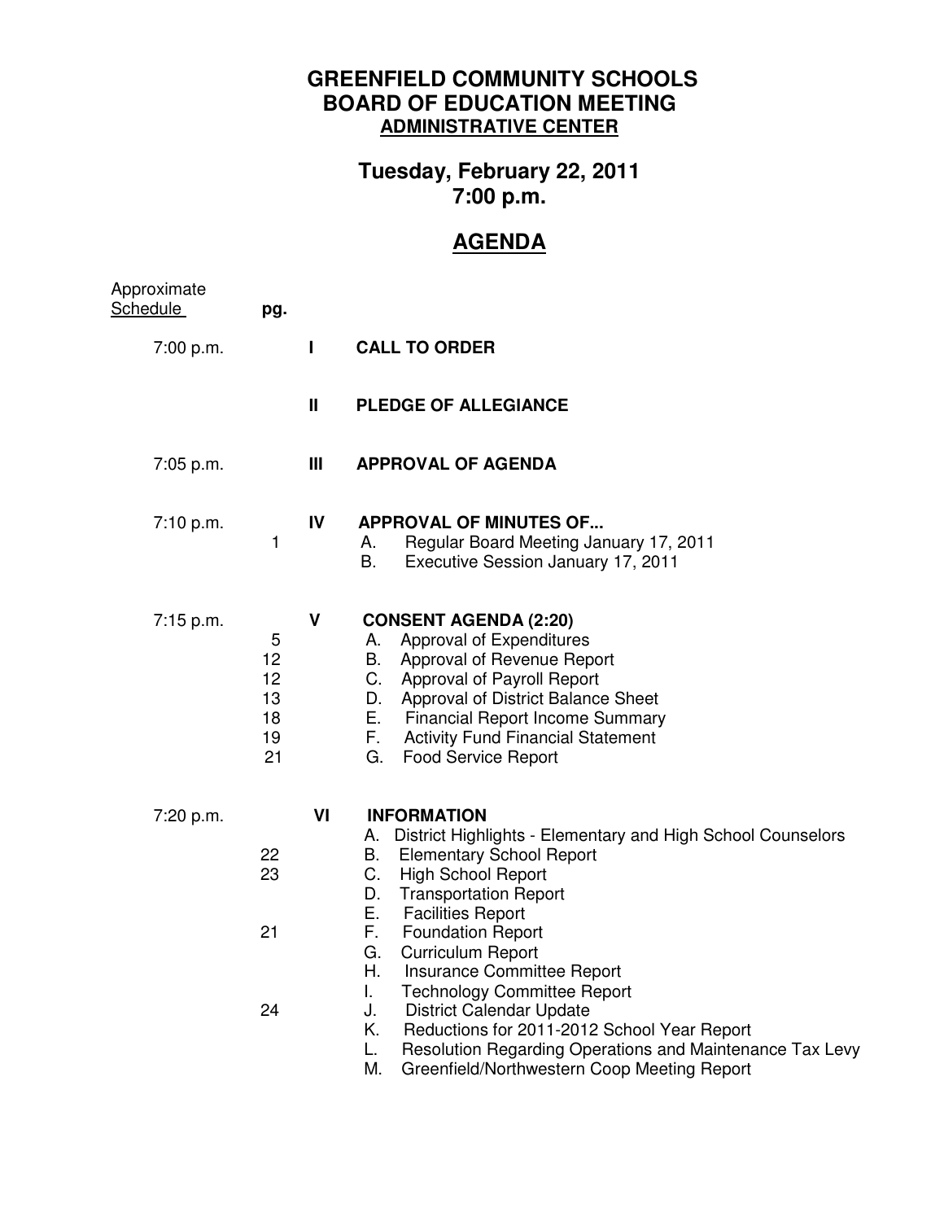# GREENFIELD COMMUNITY SCHOOLS
# BOARD OF EDUCATION MEETING
## ADMINISTRATIVE CENTER

## Tuesday, February 22, 2011
## 7:00 p.m.

## AGENDA

| Approximate Schedule | pg. | | |
|---|---|---|---|
| 7:00 p.m. | | I | **CALL TO ORDER** |
| | | II | **PLEDGE OF ALLEGIANCE** |
| 7:05 p.m. | | III | **APPROVAL OF AGENDA** |
| 7:10 p.m. | | IV | **APPROVAL OF MINUTES OF...** |
| | 1 | | A. Regular Board Meeting January 17, 2011 |
| | | | B. Executive Session January 17, 2011 |
| 7:15 p.m. | | V | **CONSENT AGENDA (2:20)** |
| | 5 | | A. Approval of Expenditures |
| | 12 | | B. Approval of Revenue Report |
| | 12 | | C. Approval of Payroll Report |
| | 13 | | D. Approval of District Balance Sheet |
| | 18 | | E. Financial Report Income Summary |
| | 19 | | F. Activity Fund Financial Statement |
| | 21 | | G. Food Service Report |
| 7:20 p.m. | | VI | **INFORMATION** |
| | | | A. District Highlights - Elementary and High School Counselors |
| | 22 | | B. Elementary School Report |
| | 23 | | C. High School Report |
| | | | D. Transportation Report |
| | | | E. Facilities Report |
| | 21 | | F. Foundation Report |
| | | | G. Curriculum Report |
| | | | H. Insurance Committee Report |
| | | | I. Technology Committee Report |
| | 24 | | J. District Calendar Update |
| | | | K. Reductions for 2011-2012 School Year Report |
| | | | L. Resolution Regarding Operations and Maintenance Tax Levy |
| | | | M. Greenfield/Northwestern Coop Meeting Report |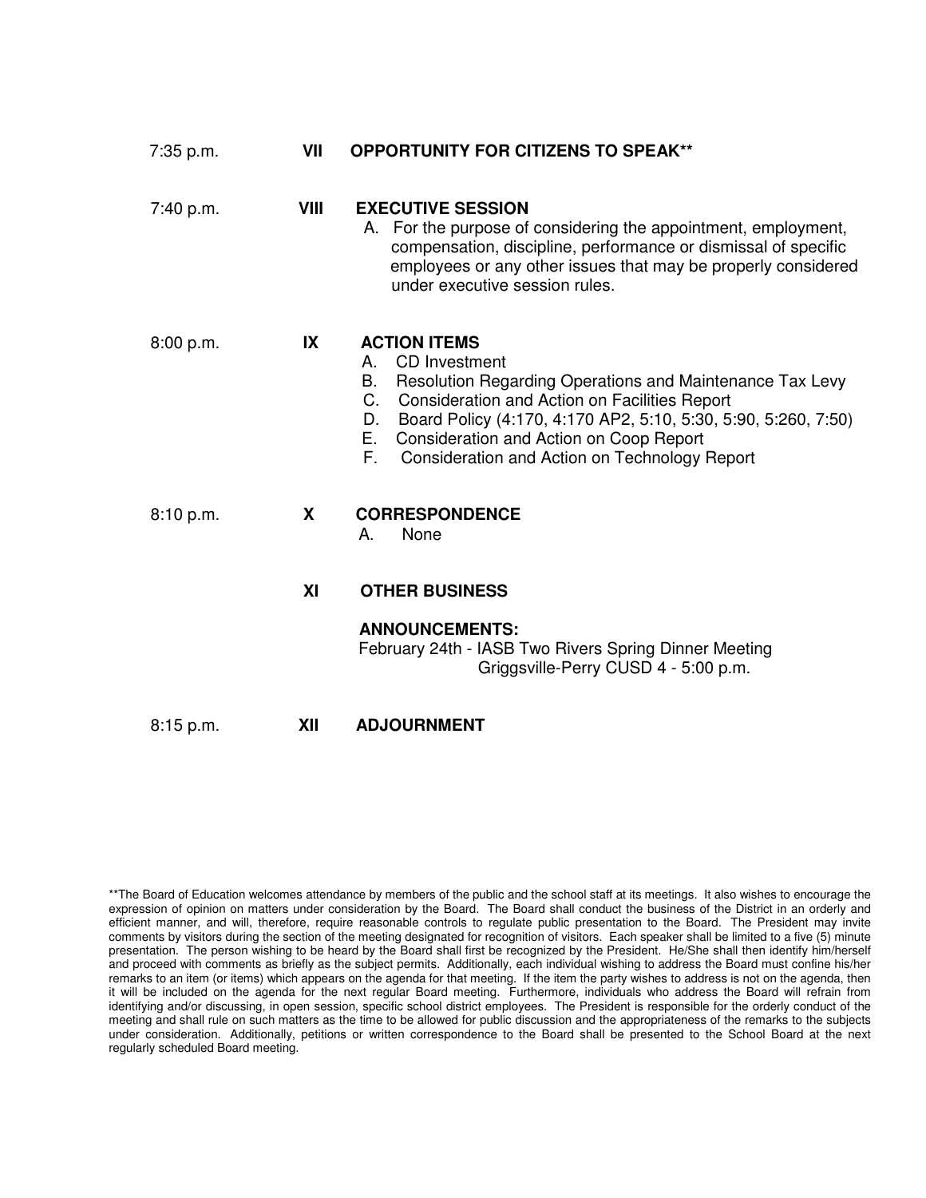7:35 p.m. **VII OPPORTUNITY FOR CITIZENS TO SPEAK****

7:40 p.m. **VIII EXECUTIVE SESSION**

A. For the purpose of considering the appointment, employment, compensation, discipline, performance or dismissal of specific employees or any other issues that may be properly considered under executive session rules.

8:00 p.m. **IX ACTION ITEMS**

A. CD Investment
B. Resolution Regarding Operations and Maintenance Tax Levy
C. Consideration and Action on Facilities Report
D. Board Policy (4:170, 4:170 AP2, 5:10, 5:30, 5:90, 5:260, 7:50)
E. Consideration and Action on Coop Report
F. Consideration and Action on Technology Report

8:10 p.m. **X CORRESPONDENCE**

A. None

**XI OTHER BUSINESS**

**ANNOUNCEMENTS:**

February 24th - IASB Two Rivers Spring Dinner Meeting
Griggsville-Perry CUSD 4 - 5:00 p.m.

8:15 p.m. **XII ADJOURNMENT**

**The Board of Education welcomes attendance by members of the public and the school staff at its meetings. It also wishes to encourage the expression of opinion on matters under consideration by the Board. The Board shall conduct the business of the District in an orderly and efficient manner, and will, therefore, require reasonable controls to regulate public presentation to the Board. The President may invite comments by visitors during the section of the meeting designated for recognition of visitors. Each speaker shall be limited to a five (5) minute presentation. The person wishing to be heard by the Board shall first be recognized by the President. He/She shall then identify him/herself and proceed with comments as briefly as the subject permits. Additionally, each individual wishing to address the Board must confine his/her remarks to an item (or items) which appears on the agenda for that meeting. If the item the party wishes to address is not on the agenda, then it will be included on the agenda for the next regular Board meeting. Furthermore, individuals who address the Board will refrain from identifying and/or discussing, in open session, specific school district employees. The President is responsible for the orderly conduct of the meeting and shall rule on such matters as the time to be allowed for public discussion and the appropriateness of the remarks to the subjects under consideration. Additionally, petitions or written correspondence to the Board shall be presented to the School Board at the next regularly scheduled Board meeting.